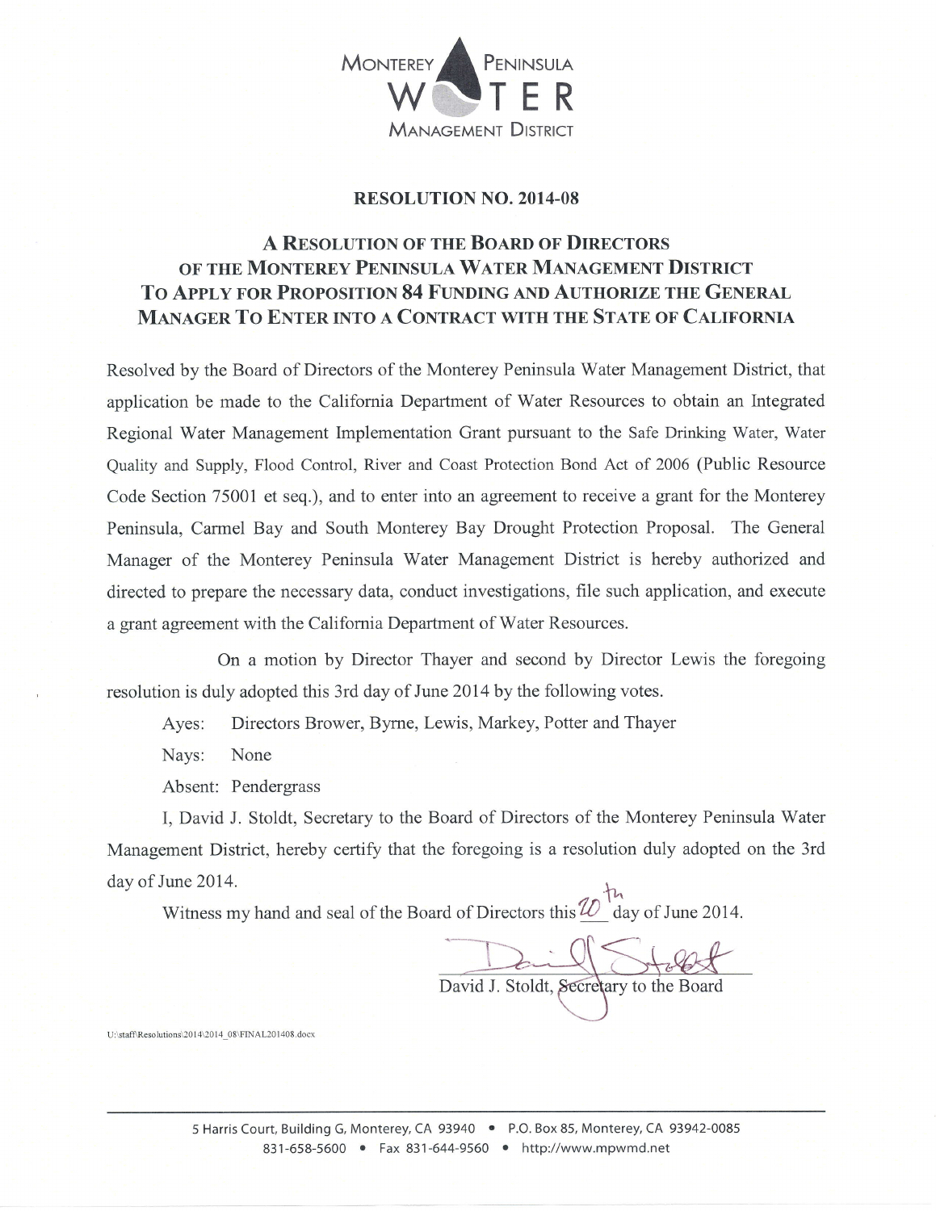MONTEREY PENINSULA WATER MANAGEMENT DISTRICT

# RESOLUTION NO. 2014-08

## A RESOLUTION OF THE BOARD OF DIRECTORS OF THE MONTEREY PENINSULA WATER MANAGEMENT DISTRICT TO APPLY FOR PROPOSITION 84 FUNDING AND AUTHORIZE THE GENERAL MANAGER TO ENTER INTO A CONTRACT WITH THE STATE OF CALIFORNIA

Resolved by the Board of Directors of the Monterey Peninsula Water Management District, that application be made to the California Department of Water Resources to obtain an Integrated Regional Water Management Implementation Grant pursuant to the Safe Drinking Water, Water Quality and Supply, Flood Control, River and Coast Protection Bond Act of 2006 (Public Resource Code Section 75001 et seq.), and to enter into an agreement to receive a grant for the Monterey Peninsula, Carmel Bay and South Monterey Bay Drought Protection Proposal. The General Manager of the Monterey Peninsula Water Management District is hereby authorized and directed to prepare the necessary data, conduct investigations, file such application, and execute a grant agreement with the California Department of Water Resources.

On a motion by Director Thayer and second by Director Lewis the foregoing resolution is duly adopted this 3rd day of June 2014 by the following votes.

Ayes: Directors Brower, Byrne, Lewis, Markey, Potter and Thayer

Nays: None

Absent: Pendergrass

I, David J. Stoldt, Secretary to the Board of Directors of the Monterey Peninsula Water Management District, hereby certify that the foregoing is a resolution duly adopted on the 3rd day of June 2014.

Witness my hand and seal of the Board of Directors this 20th day of June 2014.

David J. Stoldt, Secretary to the Board

U:\staff\Resolutions\2014\2014_08\FINAL201408.docx

5 Harris Court, Building G, Monterey, CA 93940 • P.O. Box 85, Monterey, CA 93942-0085
831-658-5600 • Fax 831-644-9560 • http://www.mpwmd.net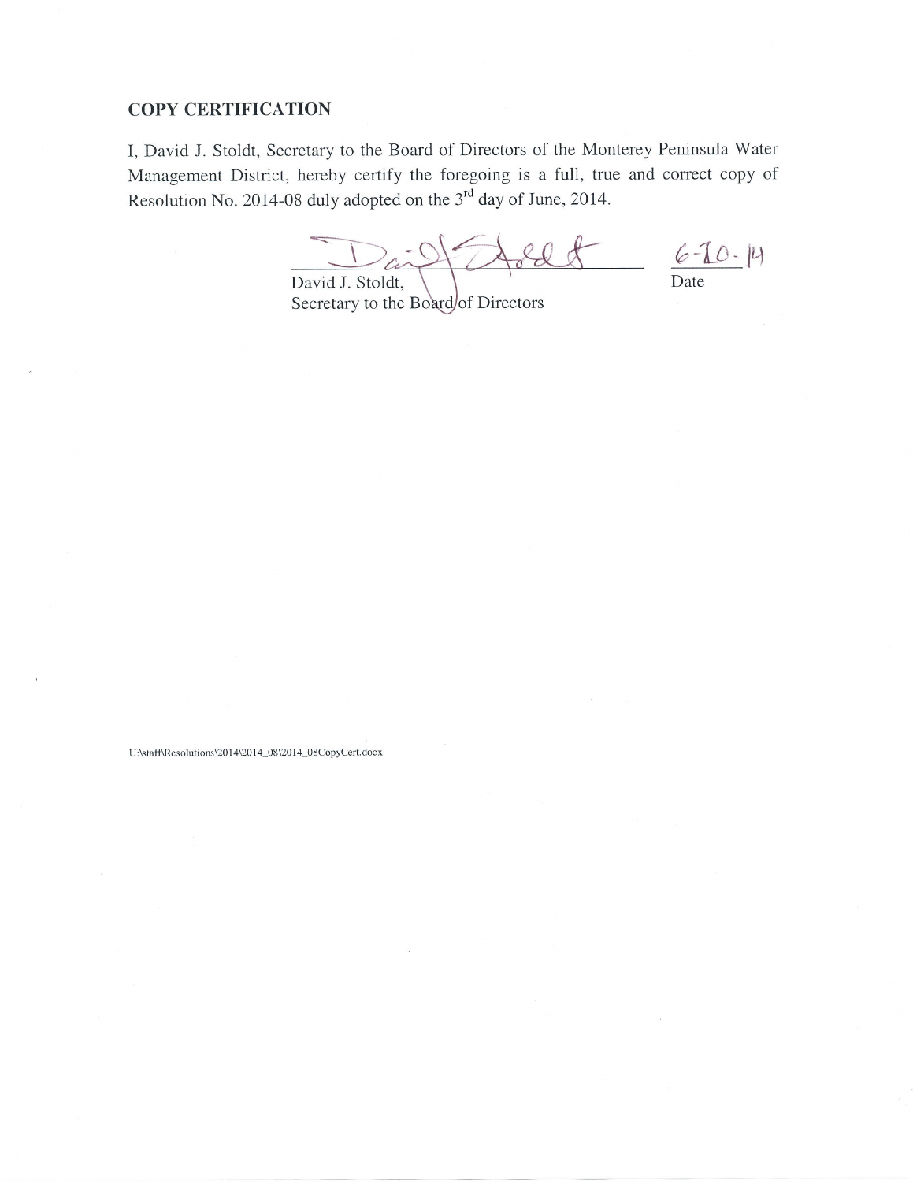## COPY CERTIFICATION

I, David J. Stoldt, Secretary to the Board of Directors of the Monterey Peninsula Water Management District, hereby certify the foregoing is a full, true and correct copy of Resolution No. 2014-08 duly adopted on the 3rd day of June, 2014.

David J. Stoldt,
Secretary to the Board of Directors

6-10-14
Date

U:\staff\Resolutions\2014\2014_08\2014_08CopyCert.docx